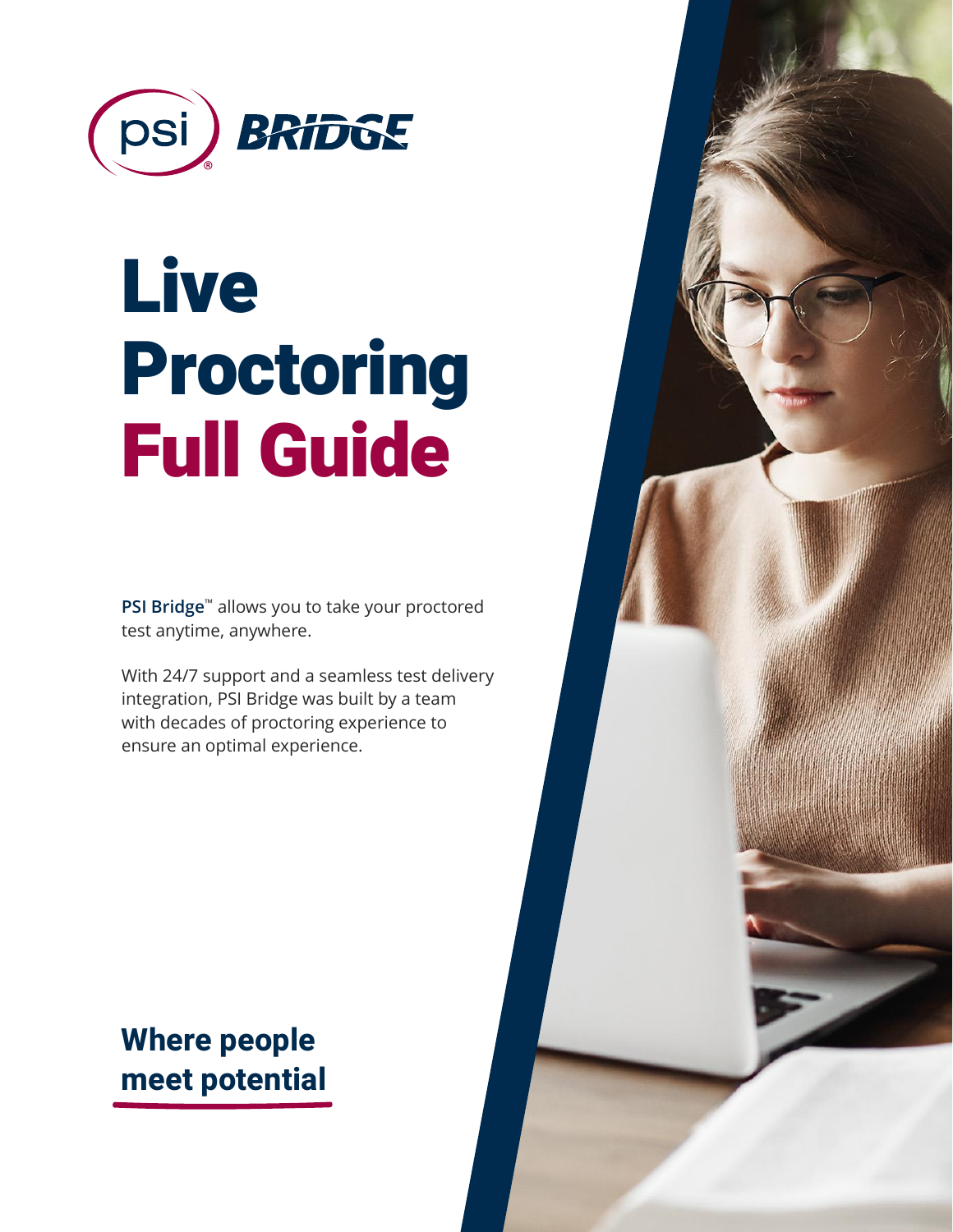psi BRIDGE

# Live Proctoring Full Guide

**PSI Bridge**™ allows you to take your proctored test anytime, anywhere.

With 24/7 support and a seamless test delivery integration, PSI Bridge was built by a team with decades of proctoring experience to ensure an optimal experience.

**Where people meet potential**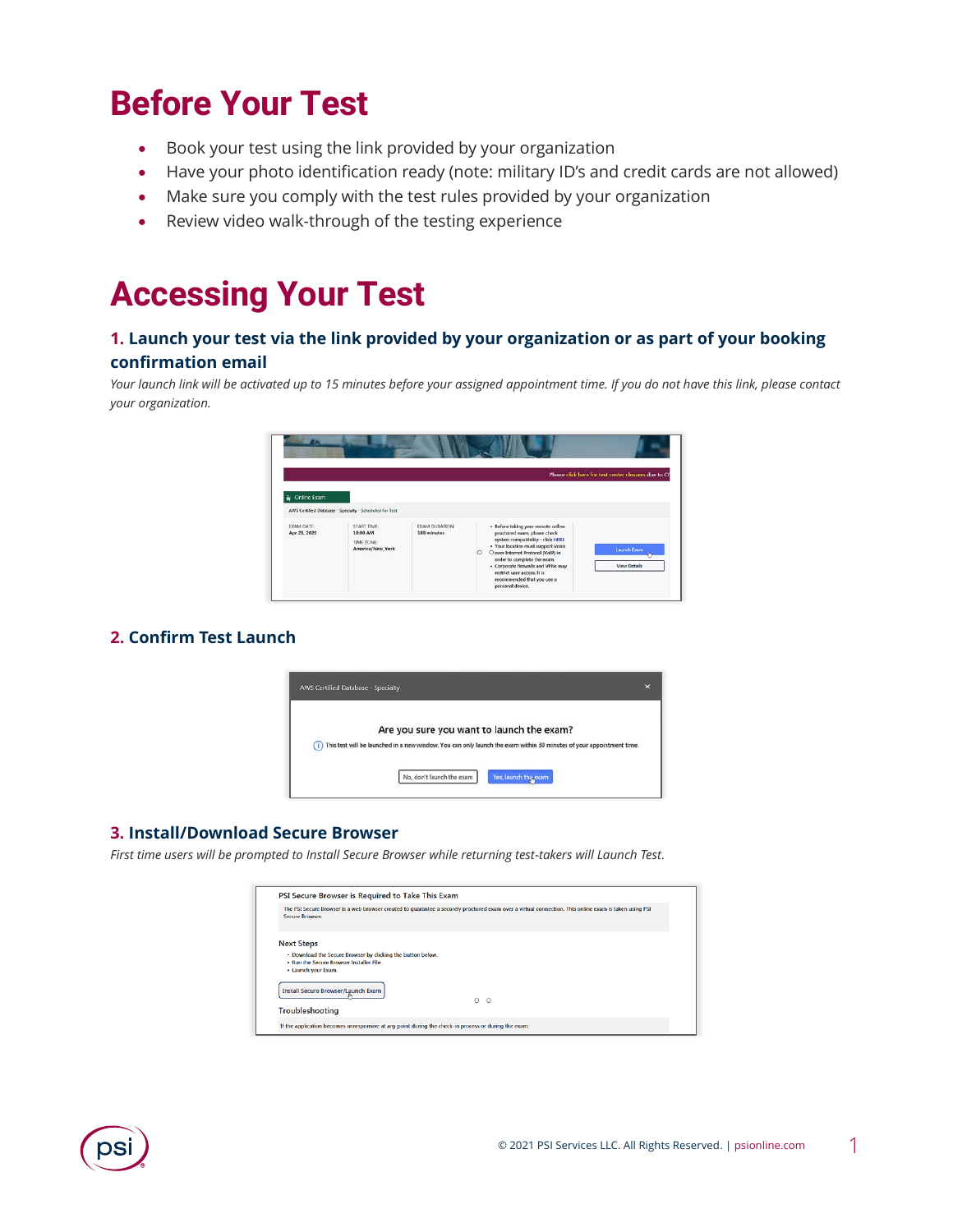# Before Your Test

- Book your test using the link provided by your organization
- Have your photo identification ready (note: military ID's and credit cards are not allowed)
- Make sure you comply with the test rules provided by your organization
- Review video walk-through of the testing experience

# Accessing Your Test

### 1. Launch your test via the link provided by your organization or as part of your booking confirmation email

*Your launch link will be activated up to 15 minutes before your assigned appointment time. If you do not have this link, please contact your organization.*

### 2. Confirm Test Launch

### 3. Install/Download Secure Browser

*First time users will be prompted to Install Secure Browser while returning test-takers will Launch Test.*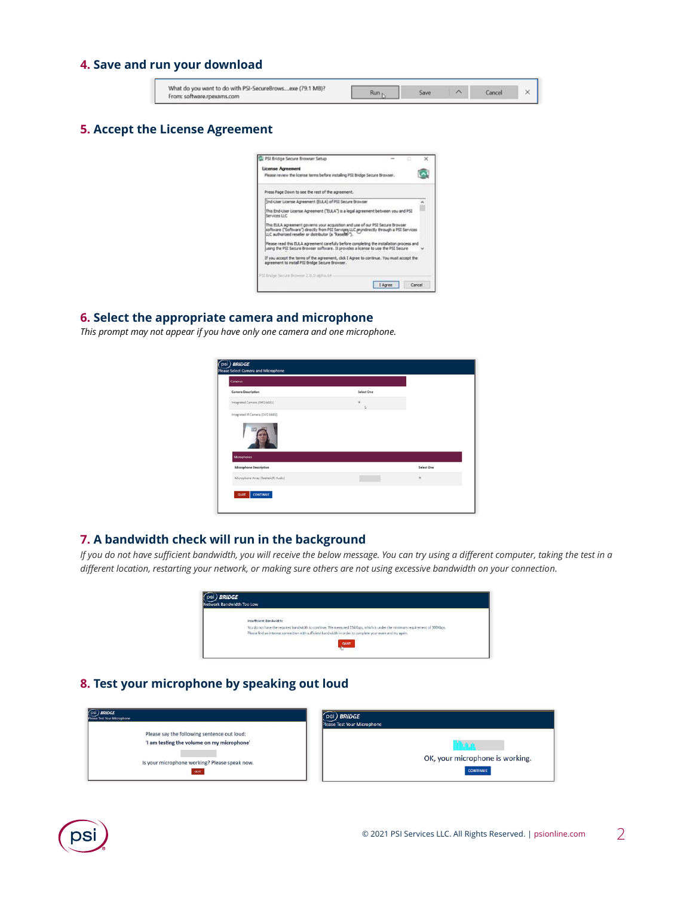## 4. Save and run your download

## 5. Accept the License Agreement

## 6. Select the appropriate camera and microphone

*This prompt may not appear if you have only one camera and one microphone.*

## 7. A bandwidth check will run in the background

*If you do not have sufficient bandwidth, you will receive the below message. You can try using a different computer, taking the test in a different location, restarting your network, or making sure others are not using excessive bandwidth on your connection.*

## 8. Test your microphone by speaking out loud

© 2021 PSI Services LLC. All Rights Reserved. | psionline.com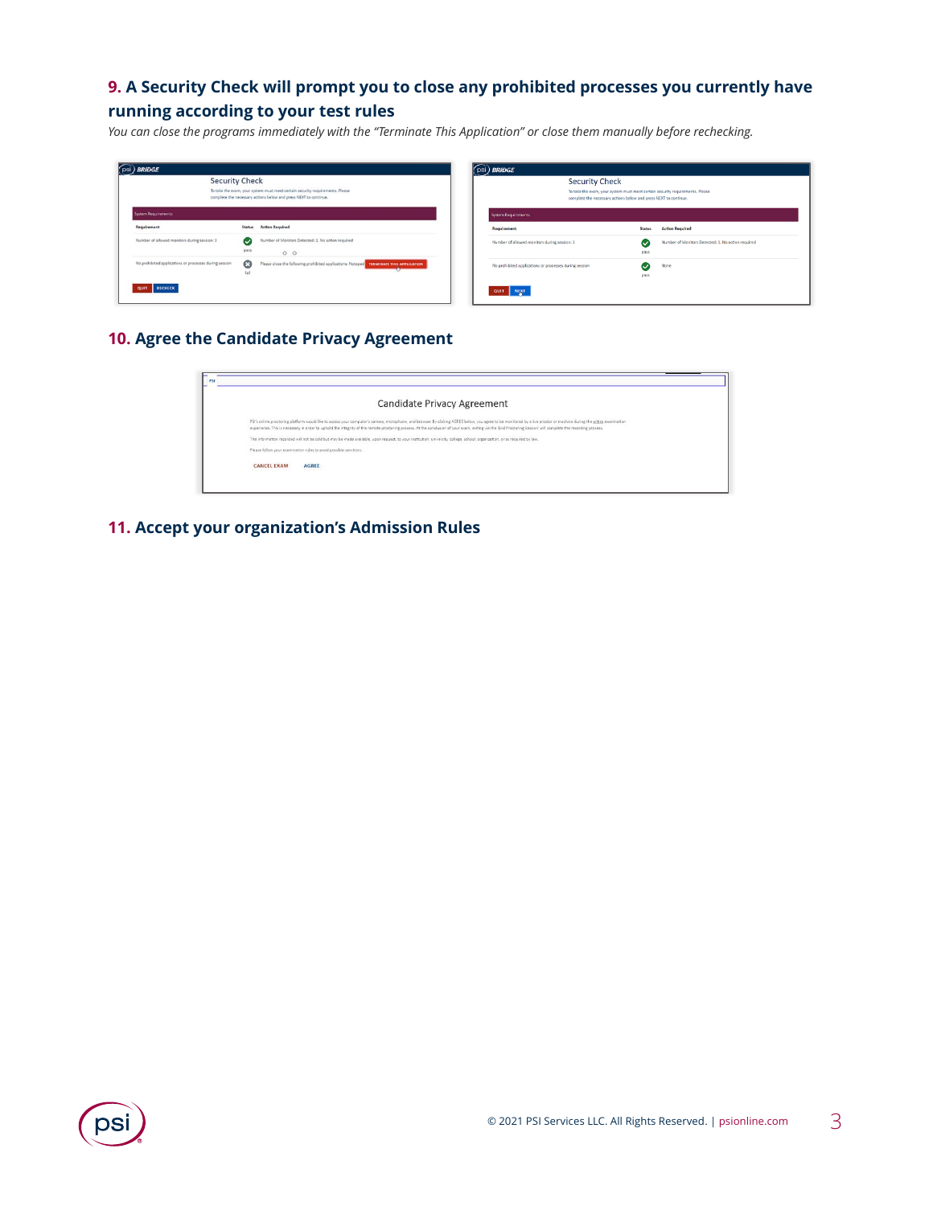## 9. A Security Check will prompt you to close any prohibited processes you currently have running according to your test rules

*You can close the programs immediately with the "Terminate This Application" or close them manually before rechecking.*

## 10. Agree the Candidate Privacy Agreement

## 11. Accept your organization's Admission Rules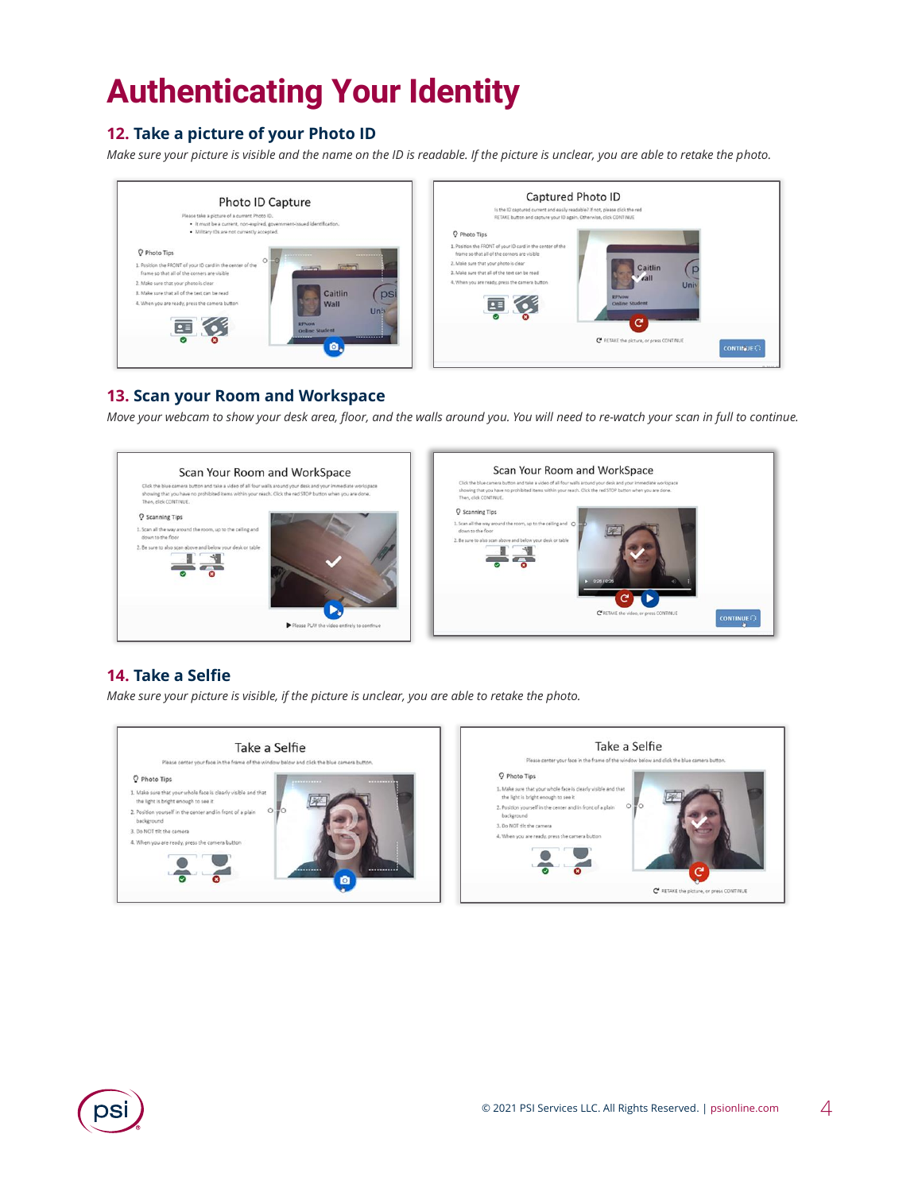# Authenticating Your Identity

## 12. Take a picture of your Photo ID

*Make sure your picture is visible and the name on the ID is readable. If the picture is unclear, you are able to retake the photo.*

## 13. Scan your Room and Workspace

*Move your webcam to show your desk area, floor, and the walls around you. You will need to re-watch your scan in full to continue.*

## 14. Take a Selfie

*Make sure your picture is visible, if the picture is unclear, you are able to retake the photo.*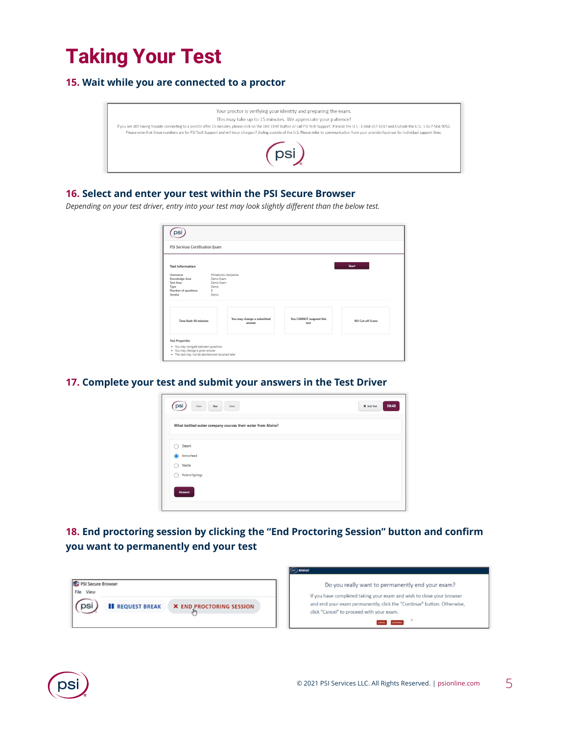# Taking Your Test

### 15. Wait while you are connected to a proctor

Your proctor is verifying your identity and preparing the exam.

This may take up to 15 minutes. We appreciate your patience!

If you are still having trouble connecting to a proctor after 15 minutes, please click on the LIVE CHAT button or call PSI Tech Support. If inside the U.S.: 1-844-267-1017 and Outside the U.S.: 1-617-564-9052.

Please note that these numbers are for PSI Tech Support and will incur charges if dialing outside of the U.S. Please refer to communication from your provider/sponsor for individual support lines.

### 16. Select and enter your test within the PSI Secure Browser

*Depending on your test driver, entry into your test may look slightly different than the below test.*

PSI Services Certification Exam

Test Information

Start

| | |
|---|---|
| Username | Himabindu Vanipenta |
| Knowledge Area | Demo Exam |
| Test Area | Demo Exam |
| Type | Demo |
| Number of questions | 9 |
| Vendor | Demo |

Time limit 60 minutes

You may change a submitted answer

You CANNOT suspend this test

NO Cut-off Score

Test Properties

- You may navigate between questions
- You may change a given answer
- This test may not be aborted and resumed later

### 17. Complete your test and submit your answers in the Test Driver

Prev Nav Next

End Test 59:43

What bottled water company sources their water from Maine?

- Dasani
- Arrowhead
- Nestle
- Poland Springs

Answer

### 18. End proctoring session by clicking the "End Proctoring Session" button and confirm you want to permanently end your test

PSI Secure Browser

File View

REQUEST BREAK

END PROCTORING SESSION

BRIDGE

Do you really want to permanently end your exam?

If you have completed taking your exam and wish to close your browser and end your exam permanently, click the "Continue" button. Otherwise, click "Cancel" to proceed with your exam.

CANCEL CONTINUE

© 2021 PSI Services LLC. All Rights Reserved. | psionline.com